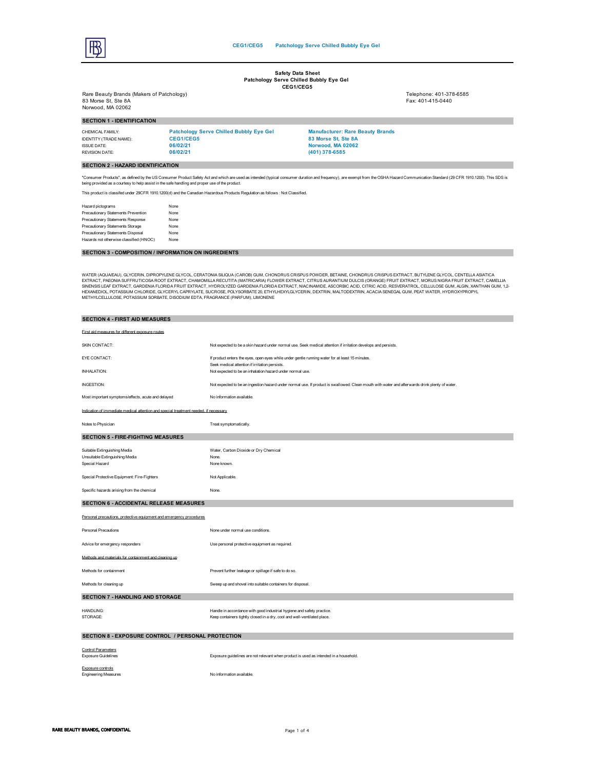**Safety Data Sheet**
**Patchology Serve Chilled Bubbly Eye Gel**
**CEG1/CEG5**

Rare Beauty Brands (Makers of Patchology)
83 Morse St, Ste 8A
Norwood, MA 02062

Telephone: 401-378-6585
Fax: 401-415-0440

## SECTION 1 - IDENTIFICATION

| | | |
|---|---|---|
| CHEMICAL FAMILY: | **Patchology Serve Chilled Bubbly Eye Gel** | **Manufacturer: Rare Beauty Brands** |
| IDENTITY (TRADE NAME): | **CEG1/CEG5** | **83 Morse St, Ste 8A** |
| ISSUE DATE: | **06/02/21** | **Norwood, MA 02062** |
| REVISION DATE: | **06/02/21** | **(401) 378-6585** |

## SECTION 2 - HAZARD IDENTIFICATION

"Consumer Products", as defined by the US Consumer Product Safety Act and which are used as intended (typical consumer duration and frequency), are exempt from the OSHA Hazard Communication Standard (29 CFR 1910.1200). This SDS is being provided as a courtesy to help assist in the safe handling and proper use of the product.

This product is classifed under 29CFR 1910.1200(d) and the Canadian Hazardous Products Regulation as follows : Not Classified.

| | |
|---|---|
| Hazard pictograms | None |
| Precautionary Statements Prevention | None |
| Precautionary Statements Response | None |
| Precautionary Statements Storage | None |
| Precautionary Statements Disposal | None |
| Hazards not otherwise classified (HNOC) | None |

## SECTION 3 - COMPOSITION / INFORMATION ON INGREDIENTS

WATER (AQUA/EAU), GLYCERIN, DIPROPYLENE GLYCOL, CERATONIA SILIQUA (CAROB) GUM, CHONDRUS CRISPUS POWDER, BETAINE, CHONDRUS CRISPUS EXTRACT, BUTYLENE GLYCOL, CENTELLA ASIATICA EXTRACT, PAEONIA SUFFRUTICOSA ROOT EXTRACT, CHAMOMILLA RECUTITA (MATRICARIA) FLOWER EXTRACT, CITRUS AURANTIUM DULCIS (ORANGE) FRUIT EXTRACT, MORUS NIGRA FRUIT EXTRACT, CAMELLIA SINENSIS LEAF EXTRACT, GARDENIA FLORIDA FRUIT EXTRACT, HYDROLYZED GARDENIA FLORIDA EXTRACT, NIACINAMIDE, ASCORBIC ACID, CITRIC ACID, RESVERATROL, CELLULOSE GUM, ALGIN, XANTHAN GUM, 1,2-HEXANEDIOL, POTASSIUM CHLORIDE, GLYCERYL CAPRYLATE, SUCROSE, POLYSORBATE 20, ETHYLHEXYLGLYCERIN, DEXTRIN, MALTODEXTRIN, ACACIA SENEGAL GUM, PEAT WATER, HYDROXYPROPYL METHYLCELLULOSE, POTASSIUM SORBATE, DISODIUM EDTA, FRAGRANCE (PARFUM), LIMONENE

## SECTION 4 - FIRST AID MEASURES

First aid measures for different exposure routes

| | |
|---|---|
| SKIN CONTACT: | Not expected to be a skin hazard under normal use. Seek medical attention if irritation develops and persists. |
| EYE CONTACT: | If product enters the eyes, open eyes while under gentle running water for at least 15 minutes. Seek medical attention if irritation persists. |
| INHALATION: | Not expected to be an inhalation hazard under normal use. |
| INGESTION: | Not expected to be an ingestion hazard under normal use. If product is swallowed: Clean mouth with water and afterwards drink plenty of water. |
| Most important symptoms/effects, acute and delayed | No information available. |

Indication of immediate medical attention and special treatment needed, if necessary

| | |
|---|---|
| Notes to Physician | Treat symptomatically. |

## SECTION 5 - FIRE-FIGHTING MEASURES

| | |
|---|---|
| Suitable Extinguishing Media | Water, Carbon Dioxide or Dry Chemical |
| Unsuitable Extinguishing Media | None. |
| Special Hazard | None known. |
| Special Protective Equipment: Fire-Fighters | Not Applicable. |
| Specific hazards arising from the chemical | None. |

## SECTION 6 - ACCIDENTAL RELEASE MEASURES

Personal precautions, protective equipment and emergency procedures

| | |
|---|---|
| Personal Precautions | None under normal use conditions. |
| Advice for emergency responders | Use personal protective equipment as required. |

Methods and materials for containment and cleaning up

| | |
|---|---|
| Methods for containment | Prevent further leakage or spillage if safe to do so. |
| Methods for cleaning up | Sweep up and shovel into suitable containers for disposal. |

## SECTION 7 - HANDLING AND STORAGE

| | |
|---|---|
| HANDLING: | Handle in accordance with good industrial hygiene and safety practice. |
| STORAGE: | Keep containers tightly closed in a dry, cool and well-ventilated place. |

## SECTION 8 - EXPOSURE CONTROL / PERSONAL PROTECTION

Control Parameters

| | |
|---|---|
| Exposure Guidelines | Exposure guidelines are not relevant when product is used as intended in a household. |

Exposure controls

| | |
|---|---|
| Engineering Measures | No information available. |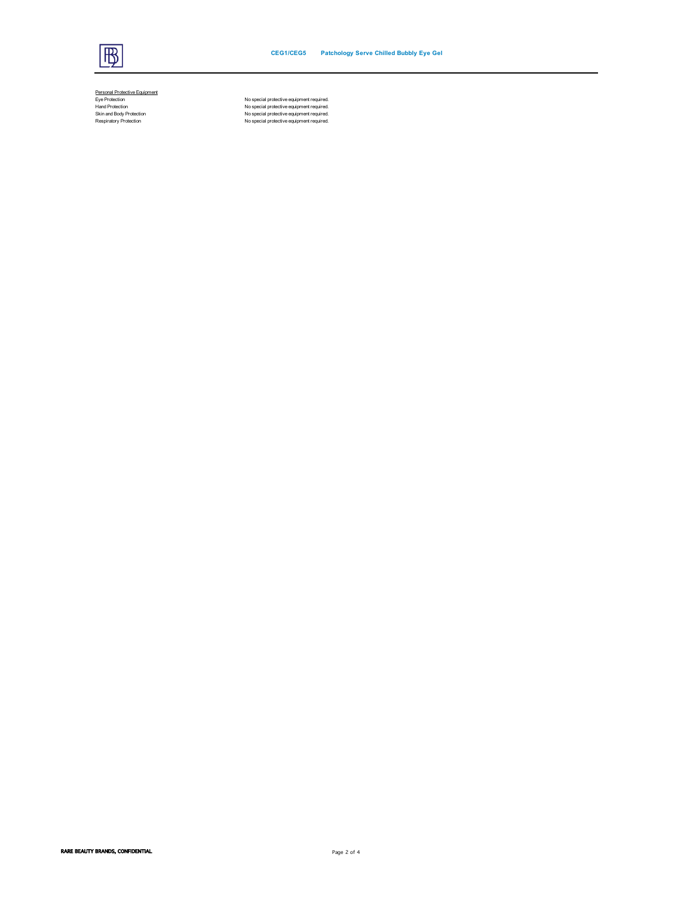Personal Protective Equipment

| | |
|---|---|
| Eye Protection | No special protective equipment required. |
| Hand Protection | No special protective equipment required. |
| Skin and Body Protection | No special protective equipment required. |
| Respiratory Protection | No special protective equipment required. |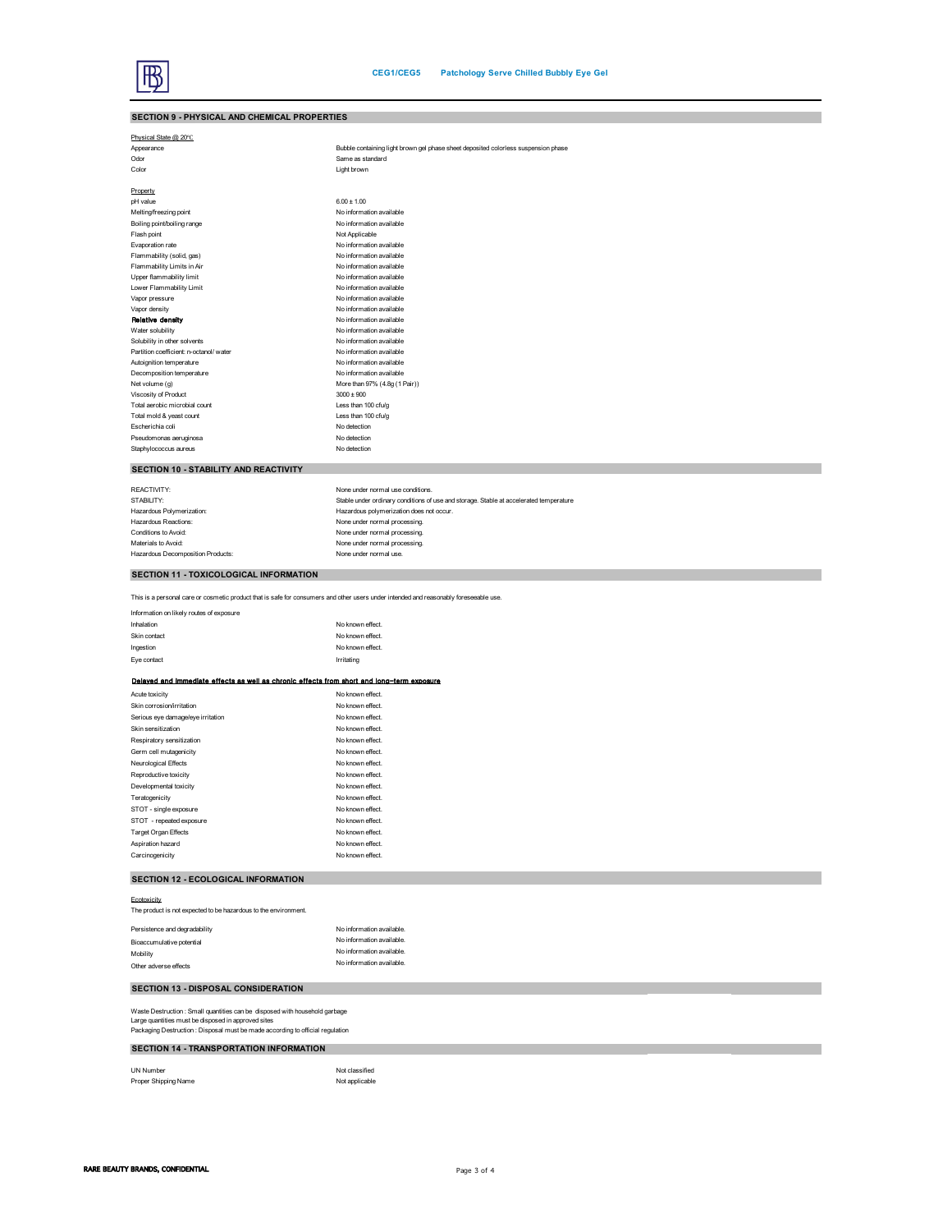## SECTION 9 - PHYSICAL AND CHEMICAL PROPERTIES

Physical State @ 20°C

| | |
|---|---|
| Appearance | Bubble containing light brown gel phase sheet deposited colorless suspension phase |
| Odor | Same as standard |
| Color | Light brown |

Property

| | |
|---|---|
| pH value | 6.00 ± 1.00 |
| Melting/freezing point | No information available |
| Boiling point/boiling range | No information available |
| Flash point | Not Applicable |
| Evaporation rate | No information available |
| Flammability (solid, gas) | No information available |
| Flammability Limits in Air | No information available |
| Upper flammability limit | No information available |
| Lower Flammability Limit | No information available |
| Vapor pressure | No information available |
| Vapor density | No information available |
| **Relative density** | No information available |
| Water solubility | No information available |
| Solubility in other solvents | No information available |
| Partition coefficient: n-octanol/ water | No information available |
| Autoignition temperature | No information available |
| Decomposition temperature | No information available |
| Net volume (g) | More than 97% (4.8g (1 Pair)) |
| Viscosity of Product | 3000 ± 900 |
| Total aerobic microbial count | Less than 100 cfu/g |
| Total mold & yeast count | Less than 100 cfu/g |
| Escherichia coli | No detection |
| Pseudomonas aeruginosa | No detection |
| Staphylococcus aureus | No detection |

## SECTION 10 - STABILITY AND REACTIVITY

| | |
|---|---|
| REACTIVITY: | None under normal use conditions. |
| STABILITY: | Stable under ordinary conditions of use and storage. Stable at accelerated temperature |
| Hazardous Polymerization: | Hazardous polymerization does not occur. |
| Hazardous Reactions: | None under normal processing. |
| Conditions to Avoid: | None under normal processing. |
| Materials to Avoid: | None under normal processing. |
| Hazardous Decomposition Products: | None under normal use. |

## SECTION 11 - TOXICOLOGICAL INFORMATION

This is a personal care or cosmetic product that is safe for consumers and other users under intended and reasonably foreseeable use.

Information on likely routes of exposure

| | |
|---|---|
| Inhalation | No known effect. |
| Skin contact | No known effect. |
| Ingestion | No known effect. |
| Eye contact | Irritating |

**Delayed and immediate effects as well as chronic effects from short and long-term exposure**

| | |
|---|---|
| Acute toxicity | No known effect. |
| Skin corrosion/irritation | No known effect. |
| Serious eye damage/eye irritation | No known effect. |
| Skin sensitization | No known effect. |
| Respiratory sensitization | No known effect. |
| Germ cell mutagenicity | No known effect. |
| Neurological Effects | No known effect. |
| Reproductive toxicity | No known effect. |
| Developmental toxicity | No known effect. |
| Teratogenicity | No known effect. |
| STOT - single exposure | No known effect. |
| STOT - repeated exposure | No known effect. |
| Target Organ Effects | No known effect. |
| Aspiration hazard | No known effect. |
| Carcinogenicity | No known effect. |

## SECTION 12 - ECOLOGICAL INFORMATION

Ecotoxicity

The product is not expected to be hazardous to the environment.

| | |
|---|---|
| Persistence and degradability | No information available. |
| Bioaccumulative potential | No information available. |
| Mobility | No information available. |
| Other adverse effects | No information available. |

## SECTION 13 - DISPOSAL CONSIDERATION

Waste Destruction : Small quantities can be disposed with household garbage
Large quantities must be disposed in approved sites
Packaging Destruction : Disposal must be made according to official regulation

## SECTION 14 - TRANSPORTATION INFORMATION

| | |
|---|---|
| UN Number | Not classified |
| Proper Shipping Name | Not applicable |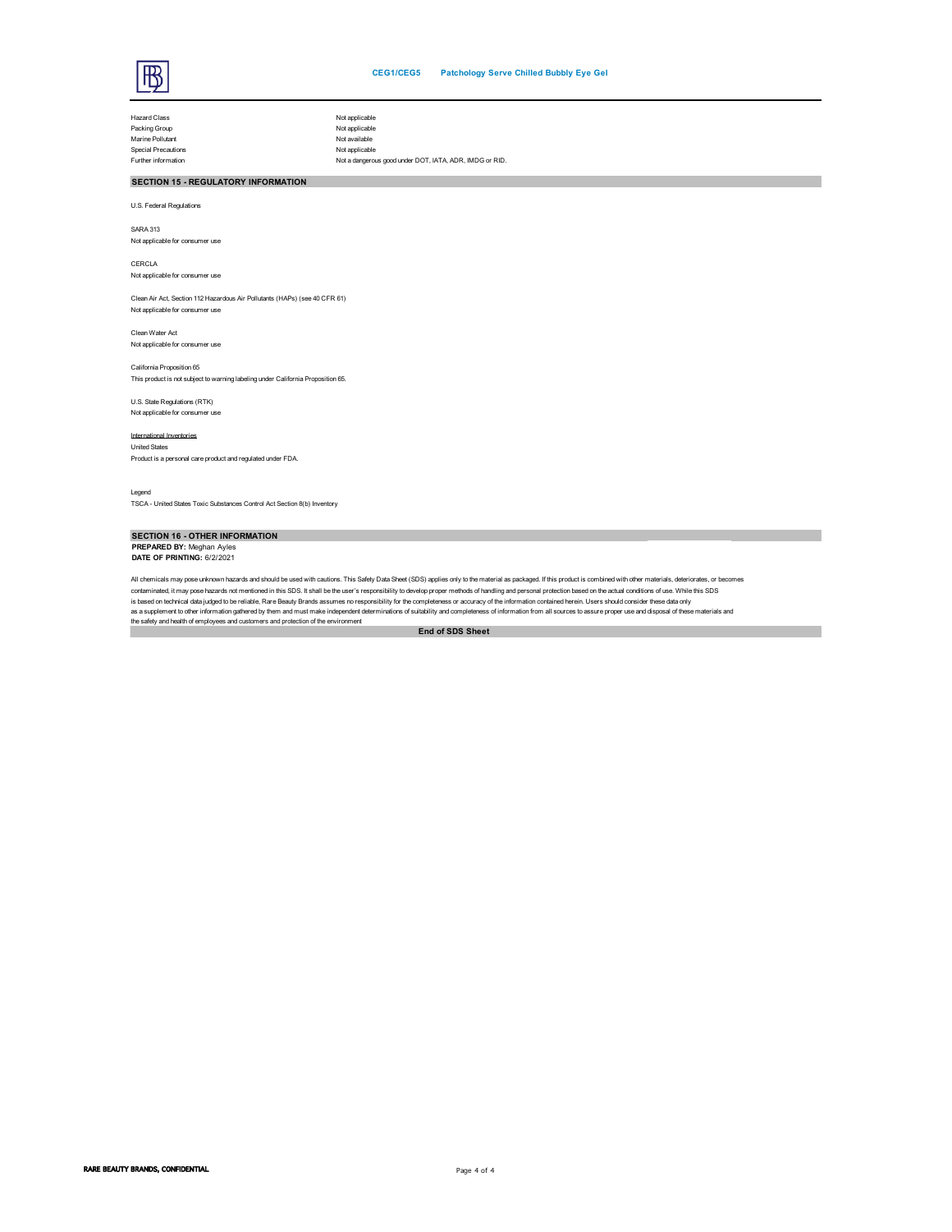| | |
|---|---|
| Hazard Class | Not applicable |
| Packing Group | Not applicable |
| Marine Pollutant | Not available |
| Special Precautions | Not applicable |
| Further information | Not a dangerous good under DOT, IATA, ADR, IMDG or RID. |

## SECTION 15 - REGULATORY INFORMATION

U.S. Federal Regulations

SARA 313
Not applicable for consumer use

CERCLA
Not applicable for consumer use

Clean Air Act, Section 112 Hazardous Air Pollutants (HAPs) (see 40 CFR 61)
Not applicable for consumer use

Clean Water Act
Not applicable for consumer use

California Proposition 65
This product is not subject to warning labeling under California Proposition 65.

U.S. State Regulations (RTK)
Not applicable for consumer use

International Inventories
United States
Product is a personal care product and regulated under FDA.

Legend
TSCA - United States Toxic Substances Control Act Section 8(b) Inventory

## SECTION 16 - OTHER INFORMATION

**PREPARED BY:** Meghan Ayles
**DATE OF PRINTING:** 6/2/2021

All chemicals may pose unknown hazards and should be used with cautions. This Safety Data Sheet (SDS) applies only to the material as packaged. If this product is combined with other materials, deteriorates, or becomes contaminated, it may pose hazards not mentioned in this SDS. It shall be the user's responsibility to develop proper methods of handling and personal protection based on the actual conditions of use. While this SDS is based on technical data judged to be reliable, Rare Beauty Brands assumes no responsibility for the completeness or accuracy of the information contained herein. Users should consider these data only as a supplement to other information gathered by them and must make independent determinations of suitability and completeness of information from all sources to assure proper use and disposal of these materials and the safety and health of employees and customers and protection of the environment

**End of SDS Sheet**